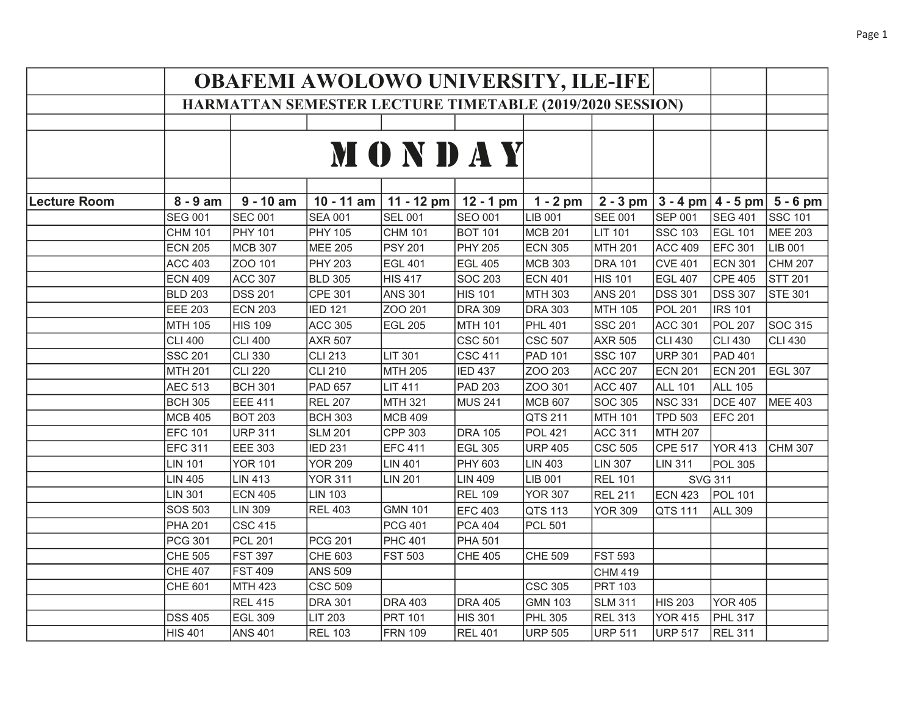# OBAFEMI AWOLOWO UNIVERSITY, ILE-IFE

## HARMATTAN SEMESTER LECTURE TIMETABLE (2019/2020 SESSION)

## MONDAY

| Lecture Room | 8 - 9 am | 9 - 10 am | 10 - 11 am | 11 - 12 pm | 12 - 1 pm | 1 - 2 pm | 2 - 3 pm | 3 - 4 pm | 4 - 5 pm | 5 - 6 pm |
|---|---|---|---|---|---|---|---|---|---|---|
| | SEG 001 | SEC 001 | SEA 001 | SEL 001 | SEO 001 | LIB 001 | SEE 001 | SEP 001 | SEG 401 | SSC 101 |
| | CHM 101 | PHY 101 | PHY 105 | CHM 101 | BOT 101 | MCB 201 | LIT 101 | SSC 103 | EGL 101 | MEE 203 |
| | ECN 205 | MCB 307 | MEE 205 | PSY 201 | PHY 205 | ECN 305 | MTH 201 | ACC 409 | EFC 301 | LIB 001 |
| | ACC 403 | ZOO 101 | PHY 203 | EGL 401 | EGL 405 | MCB 303 | DRA 101 | CVE 401 | ECN 301 | CHM 207 |
| | ECN 409 | ACC 307 | BLD 305 | HIS 417 | SOC 203 | ECN 401 | HIS 101 | EGL 407 | CPE 405 | STT 201 |
| | BLD 203 | DSS 201 | CPE 301 | ANS 301 | HIS 101 | MTH 303 | ANS 201 | DSS 301 | DSS 307 | STE 301 |
| | EEE 203 | ECN 203 | IED 121 | ZOO 201 | DRA 309 | DRA 303 | MTH 105 | POL 201 | IRS 101 | |
| | MTH 105 | HIS 109 | ACC 305 | EGL 205 | MTH 101 | PHL 401 | SSC 201 | ACC 301 | POL 207 | SOC 315 |
| | CLI 400 | CLI 400 | AXR 507 | | CSC 501 | CSC 507 | AXR 505 | CLI 430 | CLI 430 | CLI 430 |
| | SSC 201 | CLI 330 | CLI 213 | LIT 301 | CSC 411 | PAD 101 | SSC 107 | URP 301 | PAD 401 | |
| | MTH 201 | CLI 220 | CLI 210 | MTH 205 | IED 437 | ZOO 203 | ACC 207 | ECN 201 | ECN 201 | EGL 307 |
| | AEC 513 | BCH 301 | PAD 657 | LIT 411 | PAD 203 | ZOO 301 | ACC 407 | ALL 101 | ALL 105 | |
| | BCH 305 | EEE 411 | REL 207 | MTH 321 | MUS 241 | MCB 607 | SOC 305 | NSC 331 | DCE 407 | MEE 403 |
| | MCB 405 | BOT 203 | BCH 303 | MCB 409 | | QTS 211 | MTH 101 | TPD 503 | EFC 201 | |
| | EFC 101 | URP 311 | SLM 201 | CPP 303 | DRA 105 | POL 421 | ACC 311 | MTH 207 | | |
| | EFC 311 | EEE 303 | IED 231 | EFC 411 | EGL 305 | URP 405 | CSC 505 | CPE 517 | YOR 413 | CHM 307 |
| | LIN 101 | YOR 101 | YOR 209 | LIN 401 | PHY 603 | LIN 403 | LIN 307 | LIN 311 | POL 305 | |
| | LIN 405 | LIN 413 | YOR 311 | LIN 201 | LIN 409 | LIB 001 | REL 101 | SVG 311 | | |
| | LIN 301 | ECN 405 | LIN 103 | | REL 109 | YOR 307 | REL 211 | ECN 423 | POL 101 | |
| | SOS 503 | LIN 309 | REL 403 | GMN 101 | EFC 403 | QTS 113 | YOR 309 | QTS 111 | ALL 309 | |
| | PHA 201 | CSC 415 | | PCG 401 | PCA 404 | PCL 501 | | | | |
| | PCG 301 | PCL 201 | PCG 201 | PHC 401 | PHA 501 | | | | | |
| | CHE 505 | FST 397 | CHE 603 | FST 503 | CHE 405 | CHE 509 | FST 593 | | | |
| | CHE 407 | FST 409 | ANS 509 | | | | CHM 419 | | | |
| | CHE 601 | MTH 423 | CSC 509 | | | CSC 305 | PRT 103 | | | |
| | | REL 415 | DRA 301 | DRA 403 | DRA 405 | GMN 103 | SLM 311 | HIS 203 | YOR 405 | |
| | DSS 405 | EGL 309 | LIT 203 | PRT 101 | HIS 301 | PHL 305 | REL 313 | YOR 415 | PHL 317 | |
| | HIS 401 | ANS 401 | REL 103 | FRN 109 | REL 401 | URP 505 | URP 511 | URP 517 | REL 311 | |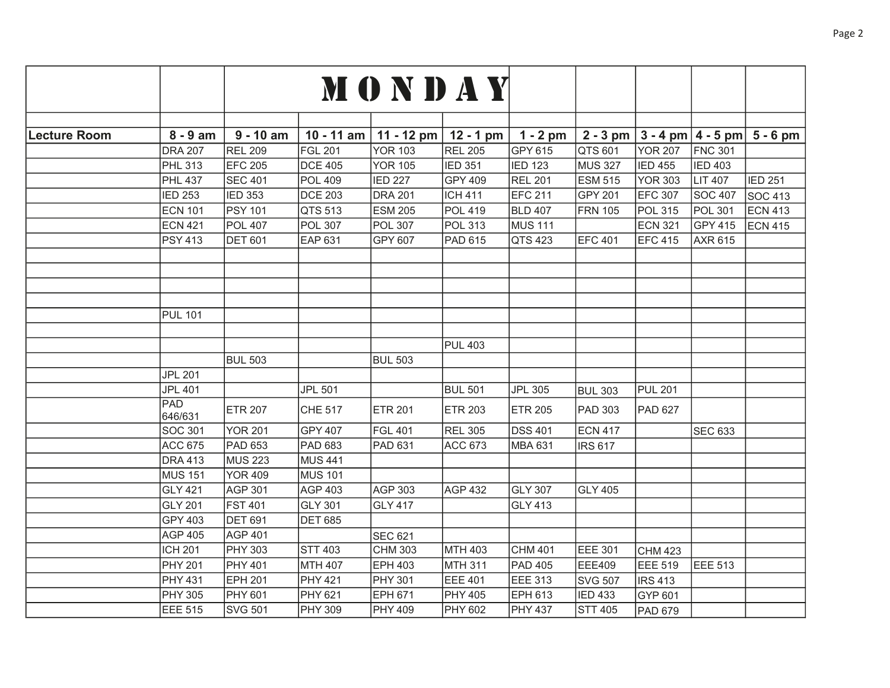| | | MONDAY | | | | | | | | |
|---|---|---|---|---|---|---|---|---|---|---|
| Lecture Room | 8 - 9 am | 9 - 10 am | 10 - 11 am | 11 - 12 pm | 12 - 1 pm | 1 - 2 pm | 2 - 3 pm | 3 - 4 pm | 4 - 5 pm | 5 - 6 pm |
| | DRA 207 | REL 209 | FGL 201 | YOR 103 | REL 205 | GPY 615 | QTS 601 | YOR 207 | FNC 301 | |
| | PHL 313 | EFC 205 | DCE 405 | YOR 105 | IED 351 | IED 123 | MUS 327 | IED 455 | IED 403 | |
| | PHL 437 | SEC 401 | POL 409 | IED 227 | GPY 409 | REL 201 | ESM 515 | YOR 303 | LIT 407 | IED 251 |
| | IED 253 | IED 353 | DCE 203 | DRA 201 | ICH 411 | EFC 211 | GPY 201 | EFC 307 | SOC 407 | SOC 413 |
| | ECN 101 | PSY 101 | QTS 513 | ESM 205 | POL 419 | BLD 407 | FRN 105 | POL 315 | POL 301 | ECN 413 |
| | ECN 421 | POL 407 | POL 307 | POL 307 | POL 313 | MUS 111 | | ECN 321 | GPY 415 | ECN 415 |
| | PSY 413 | DET 601 | EAP 631 | GPY 607 | PAD 615 | QTS 423 | EFC 401 | EFC 415 | AXR 615 | |
| | | | | | | | | | | |
| | | | | | | | | | | |
| | | | | | | | | | | |
| | PUL 101 | | | | | | | | | |
| | | | | | | | | | | |
| | | | | | PUL 403 | | | | | |
| | | BUL 503 | | BUL 503 | | | | | | |
| | JPL 201 | | | | | | | | | |
| | JPL 401 | | JPL 501 | | BUL 501 | JPL 305 | BUL 303 | PUL 201 | | |
| | PAD 646/631 | ETR 207 | CHE 517 | ETR 201 | ETR 203 | ETR 205 | PAD 303 | PAD 627 | | |
| | SOC 301 | YOR 201 | GPY 407 | FGL 401 | REL 305 | DSS 401 | ECN 417 | | SEC 633 | |
| | ACC 675 | PAD 653 | PAD 683 | PAD 631 | ACC 673 | MBA 631 | IRS 617 | | | |
| | DRA 413 | MUS 223 | MUS 441 | | | | | | | |
| | MUS 151 | YOR 409 | MUS 101 | | | | | | | |
| | GLY 421 | AGP 301 | AGP 403 | AGP 303 | AGP 432 | GLY 307 | GLY 405 | | | |
| | GLY 201 | FST 401 | GLY 301 | GLY 417 | | GLY 413 | | | | |
| | GPY 403 | DET 691 | DET 685 | | | | | | | |
| | AGP 405 | AGP 401 | | SEC 621 | | | | | | |
| | ICH 201 | PHY 303 | STT 403 | CHM 303 | MTH 403 | CHM 401 | EEE 301 | CHM 423 | | |
| | PHY 201 | PHY 401 | MTH 407 | EPH 403 | MTH 311 | PAD 405 | EEE409 | EEE 519 | EEE 513 | |
| | PHY 431 | EPH 201 | PHY 421 | PHY 301 | EEE 401 | EEE 313 | SVG 507 | IRS 413 | | |
| | PHY 305 | PHY 601 | PHY 621 | EPH 671 | PHY 405 | EPH 613 | IED 433 | GYP 601 | | |
| | EEE 515 | SVG 501 | PHY 309 | PHY 409 | PHY 602 | PHY 437 | STT 405 | PAD 679 | | |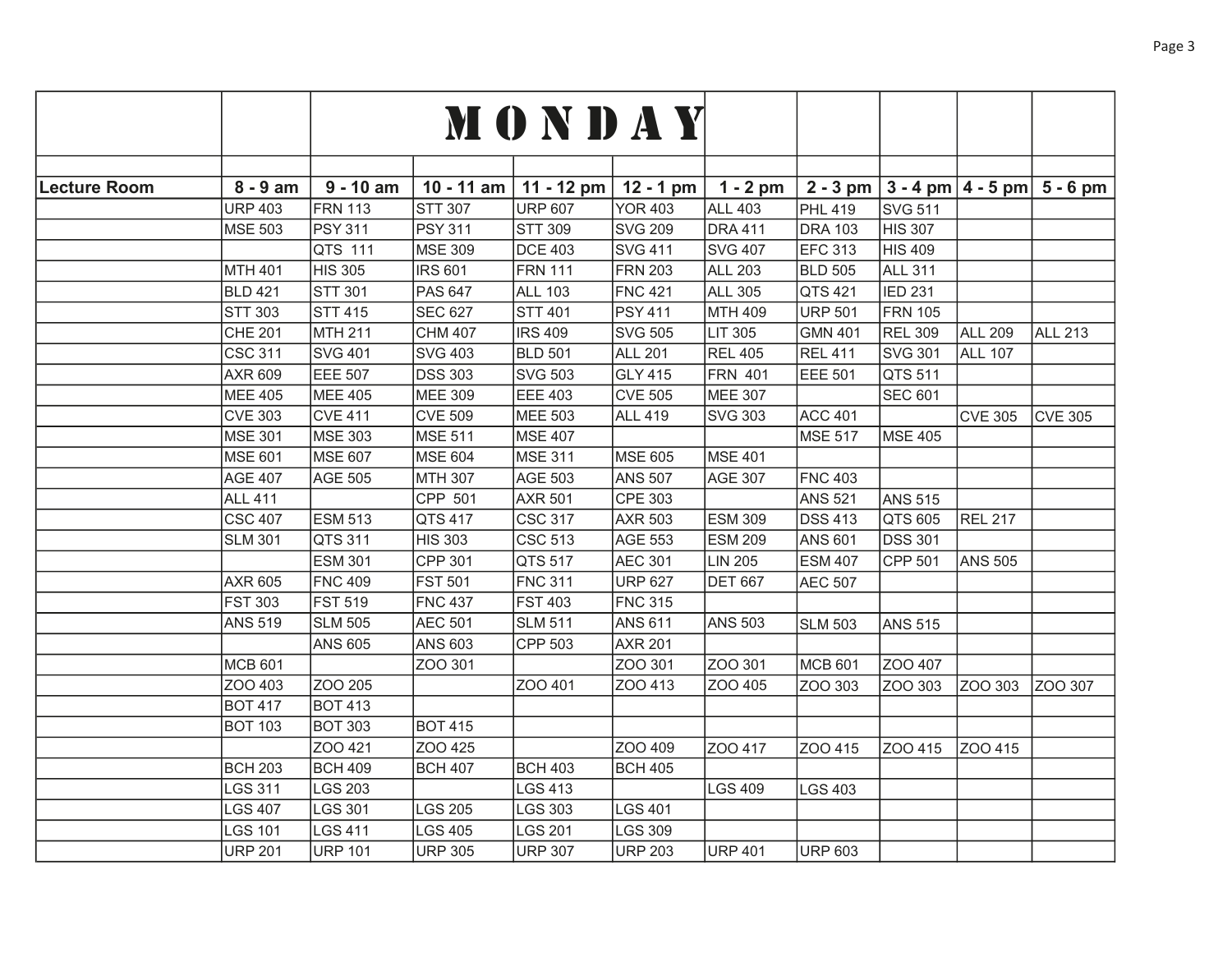| | | MONDAY | | | | | | | | |
|---|---|---|---|---|---|---|---|---|---|---|
| | | | | | | | | | | |
| Lecture Room | 8 - 9 am | 9 - 10 am | 10 - 11 am | 11 - 12 pm | 12 - 1 pm | 1 - 2 pm | 2 - 3 pm | 3 - 4 pm | 4 - 5 pm | 5 - 6 pm |
| | URP 403 | FRN 113 | STT 307 | URP 607 | YOR 403 | ALL 403 | PHL 419 | SVG 511 | | |
| | MSE 503 | PSY 311 | PSY 311 | STT 309 | SVG 209 | DRA 411 | DRA 103 | HIS 307 | | |
| | | QTS 111 | MSE 309 | DCE 403 | SVG 411 | SVG 407 | EFC 313 | HIS 409 | | |
| | MTH 401 | HIS 305 | IRS 601 | FRN 111 | FRN 203 | ALL 203 | BLD 505 | ALL 311 | | |
| | BLD 421 | STT 301 | PAS 647 | ALL 103 | FNC 421 | ALL 305 | QTS 421 | IED 231 | | |
| | STT 303 | STT 415 | SEC 627 | STT 401 | PSY 411 | MTH 409 | URP 501 | FRN 105 | | |
| | CHE 201 | MTH 211 | CHM 407 | IRS 409 | SVG 505 | LIT 305 | GMN 401 | REL 309 | ALL 209 | ALL 213 |
| | CSC 311 | SVG 401 | SVG 403 | BLD 501 | ALL 201 | REL 405 | REL 411 | SVG 301 | ALL 107 | |
| | AXR 609 | EEE 507 | DSS 303 | SVG 503 | GLY 415 | FRN 401 | EEE 501 | QTS 511 | | |
| | MEE 405 | MEE 405 | MEE 309 | EEE 403 | CVE 505 | MEE 307 | | SEC 601 | | |
| | CVE 303 | CVE 411 | CVE 509 | MEE 503 | ALL 419 | SVG 303 | ACC 401 | | CVE 305 | CVE 305 |
| | MSE 301 | MSE 303 | MSE 511 | MSE 407 | | | MSE 517 | MSE 405 | | |
| | MSE 601 | MSE 607 | MSE 604 | MSE 311 | MSE 605 | MSE 401 | | | | |
| | AGE 407 | AGE 505 | MTH 307 | AGE 503 | ANS 507 | AGE 307 | FNC 403 | | | |
| | ALL 411 | | CPP 501 | AXR 501 | CPE 303 | | ANS 521 | ANS 515 | | |
| | CSC 407 | ESM 513 | QTS 417 | CSC 317 | AXR 503 | ESM 309 | DSS 413 | QTS 605 | REL 217 | |
| | SLM 301 | QTS 311 | HIS 303 | CSC 513 | AGE 553 | ESM 209 | ANS 601 | DSS 301 | | |
| | | ESM 301 | CPP 301 | QTS 517 | AEC 301 | LIN 205 | ESM 407 | CPP 501 | ANS 505 | |
| | AXR 605 | FNC 409 | FST 501 | FNC 311 | URP 627 | DET 667 | AEC 507 | | | |
| | FST 303 | FST 519 | FNC 437 | FST 403 | FNC 315 | | | | | |
| | ANS 519 | SLM 505 | AEC 501 | SLM 511 | ANS 611 | ANS 503 | SLM 503 | ANS 515 | | |
| | | ANS 605 | ANS 603 | CPP 503 | AXR 201 | | | | | |
| | MCB 601 | | ZOO 301 | | ZOO 301 | ZOO 301 | MCB 601 | ZOO 407 | | |
| | ZOO 403 | ZOO 205 | | ZOO 401 | ZOO 413 | ZOO 405 | ZOO 303 | ZOO 303 | ZOO 303 | ZOO 307 |
| | BOT 417 | BOT 413 | | | | | | | | |
| | BOT 103 | BOT 303 | BOT 415 | | | | | | | |
| | | ZOO 421 | ZOO 425 | | ZOO 409 | ZOO 417 | ZOO 415 | ZOO 415 | ZOO 415 | |
| | BCH 203 | BCH 409 | BCH 407 | BCH 403 | BCH 405 | | | | | |
| | LGS 311 | LGS 203 | | LGS 413 | | LGS 409 | LGS 403 | | | |
| | LGS 407 | LGS 301 | LGS 205 | LGS 303 | LGS 401 | | | | | |
| | LGS 101 | LGS 411 | LGS 405 | LGS 201 | LGS 309 | | | | | |
| | URP 201 | URP 101 | URP 305 | URP 307 | URP 203 | URP 401 | URP 603 | | | |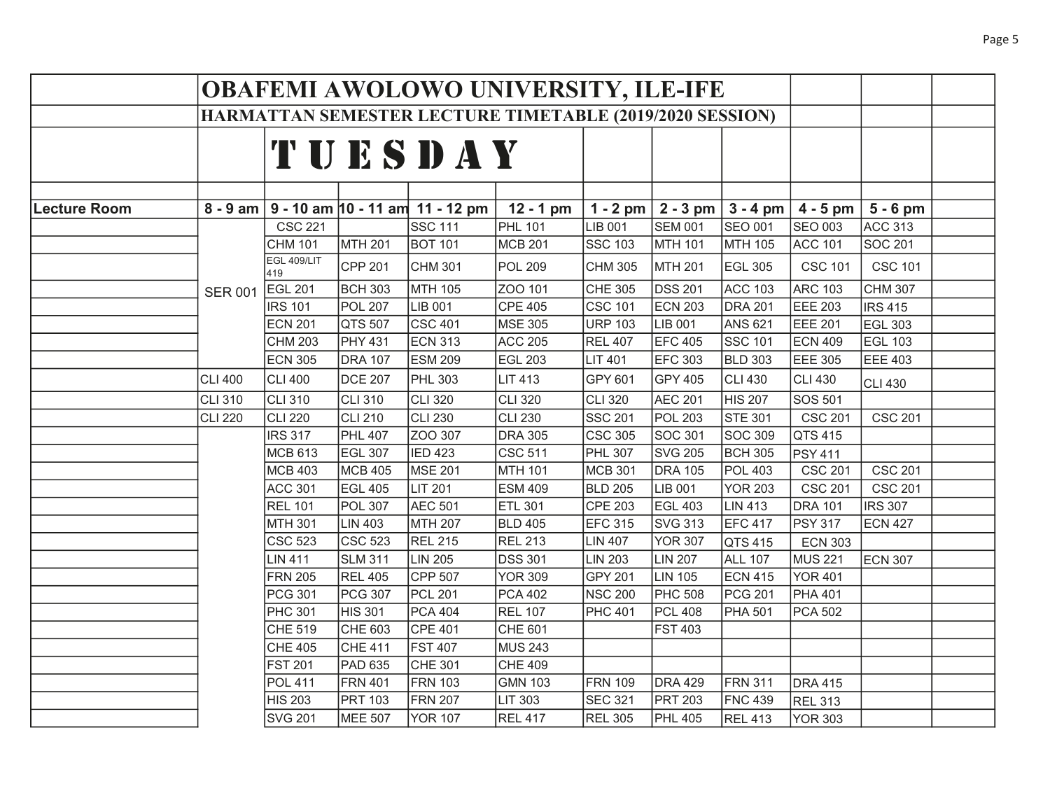# OBAFEMI AWOLOWO UNIVERSITY, ILE-IFE

## HARMATTAN SEMESTER LECTURE TIMETABLE (2019/2020 SESSION)

## TUESDAY

| Lecture Room | 8 - 9 am | 9 - 10 am | 10 - 11 am | 11 - 12 pm | 12 - 1 pm | 1 - 2 pm | 2 - 3 pm | 3 - 4 pm | 4 - 5 pm | 5 - 6 pm |
|---|---|---|---|---|---|---|---|---|---|---|
| | SER 001 | CSC 221 | | SSC 111 | PHL 101 | LIB 001 | SEM 001 | SEO 001 | SEO 003 | ACC 313 |
| | | CHM 101 | MTH 201 | BOT 101 | MCB 201 | SSC 103 | MTH 101 | MTH 105 | ACC 101 | SOC 201 |
| | | EGL 409/LIT 419 | CPP 201 | CHM 301 | POL 209 | CHM 305 | MTH 201 | EGL 305 | CSC 101 | CSC 101 |
| | | EGL 201 | BCH 303 | MTH 105 | ZOO 101 | CHE 305 | DSS 201 | ACC 103 | ARC 103 | CHM 307 |
| | | IRS 101 | POL 207 | LIB 001 | CPE 405 | CSC 101 | ECN 203 | DRA 201 | EEE 203 | IRS 415 |
| | | ECN 201 | QTS 507 | CSC 401 | MSE 305 | URP 103 | LIB 001 | ANS 621 | EEE 201 | EGL 303 |
| | | CHM 203 | PHY 431 | ECN 313 | ACC 205 | REL 407 | EFC 405 | SSC 101 | ECN 409 | EGL 103 |
| | | ECN 305 | DRA 107 | ESM 209 | EGL 203 | LIT 401 | EFC 303 | BLD 303 | EEE 305 | EEE 403 |
| | CLI 400 | CLI 400 | DCE 207 | PHL 303 | LIT 413 | GPY 601 | GPY 405 | CLI 430 | CLI 430 | CLI 430 |
| | CLI 310 | CLI 310 | CLI 310 | CLI 320 | CLI 320 | CLI 320 | AEC 201 | HIS 207 | SOS 501 | |
| | CLI 220 | CLI 220 | CLI 210 | CLI 230 | CLI 230 | SSC 201 | POL 203 | STE 301 | CSC 201 | CSC 201 |
| | | IRS 317 | PHL 407 | ZOO 307 | DRA 305 | CSC 305 | SOC 301 | SOC 309 | QTS 415 | |
| | | MCB 613 | EGL 307 | IED 423 | CSC 511 | PHL 307 | SVG 205 | BCH 305 | PSY 411 | |
| | | MCB 403 | MCB 405 | MSE 201 | MTH 101 | MCB 301 | DRA 105 | POL 403 | CSC 201 | CSC 201 |
| | | ACC 301 | EGL 405 | LIT 201 | ESM 409 | BLD 205 | LIB 001 | YOR 203 | CSC 201 | CSC 201 |
| | | REL 101 | POL 307 | AEC 501 | ETL 301 | CPE 203 | EGL 403 | LIN 413 | DRA 101 | IRS 307 |
| | | MTH 301 | LIN 403 | MTH 207 | BLD 405 | EFC 315 | SVG 313 | EFC 417 | PSY 317 | ECN 427 |
| | | CSC 523 | CSC 523 | REL 215 | REL 213 | LIN 407 | YOR 307 | QTS 415 | ECN 303 | |
| | | LIN 411 | SLM 311 | LIN 205 | DSS 301 | LIN 203 | LIN 207 | ALL 107 | MUS 221 | ECN 307 |
| | | FRN 205 | REL 405 | CPP 507 | YOR 309 | GPY 201 | LIN 105 | ECN 415 | YOR 401 | |
| | | PCG 301 | PCG 307 | PCL 201 | PCA 402 | NSC 200 | PHC 508 | PCG 201 | PHA 401 | |
| | | PHC 301 | HIS 301 | PCA 404 | REL 107 | PHC 401 | PCL 408 | PHA 501 | PCA 502 | |
| | | CHE 519 | CHE 603 | CPE 401 | CHE 601 | | FST 403 | | | |
| | | CHE 405 | CHE 411 | FST 407 | MUS 243 | | | | | |
| | | FST 201 | PAD 635 | CHE 301 | CHE 409 | | | | | |
| | | POL 411 | FRN 401 | FRN 103 | GMN 103 | FRN 109 | DRA 429 | FRN 311 | DRA 415 | |
| | | HIS 203 | PRT 103 | FRN 207 | LIT 303 | SEC 321 | PRT 203 | FNC 439 | REL 313 | |
| | | SVG 201 | MEE 507 | YOR 107 | REL 417 | REL 305 | PHL 405 | REL 413 | YOR 303 | |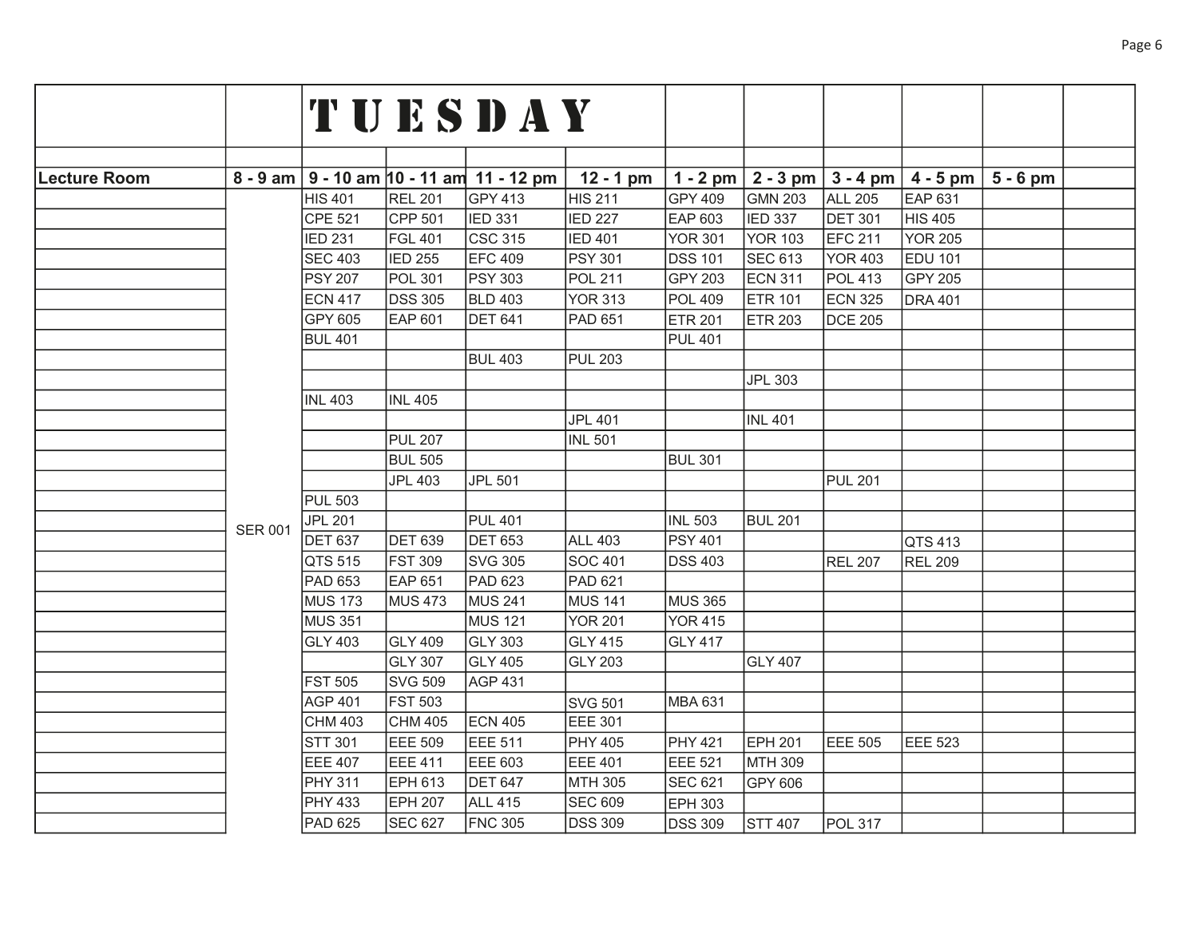# TUESDAY

| Lecture Room | 8 - 9 am | 9 - 10 am | 10 - 11 am | 11 - 12 pm | 12 - 1 pm | 1 - 2 pm | 2 - 3 pm | 3 - 4 pm | 4 - 5 pm | 5 - 6 pm | |
|---|---|---|---|---|---|---|---|---|---|---|---|
| | SER 001 | HIS 401 | REL 201 | GPY 413 | HIS 211 | GPY 409 | GMN 203 | ALL 205 | EAP 631 | | |
| | | CPE 521 | CPP 501 | IED 331 | IED 227 | EAP 603 | IED 337 | DET 301 | HIS 405 | | |
| | | IED 231 | FGL 401 | CSC 315 | IED 401 | YOR 301 | YOR 103 | EFC 211 | YOR 205 | | |
| | | SEC 403 | IED 255 | EFC 409 | PSY 301 | DSS 101 | SEC 613 | YOR 403 | EDU 101 | | |
| | | PSY 207 | POL 301 | PSY 303 | POL 211 | GPY 203 | ECN 311 | POL 413 | GPY 205 | | |
| | | ECN 417 | DSS 305 | BLD 403 | YOR 313 | POL 409 | ETR 101 | ECN 325 | DRA 401 | | |
| | | GPY 605 | EAP 601 | DET 641 | PAD 651 | ETR 201 | ETR 203 | DCE 205 | | | |
| | | BUL 401 | | | | PUL 401 | | | | | |
| | | | | BUL 403 | PUL 203 | | | | | | |
| | | | | | | | JPL 303 | | | | |
| | | INL 403 | INL 405 | | | | | | | | |
| | | | | | JPL 401 | | INL 401 | | | | |
| | | | PUL 207 | | INL 501 | | | | | | |
| | | | BUL 505 | | | BUL 301 | | | | | |
| | | | JPL 403 | JPL 501 | | | | PUL 201 | | | |
| | | PUL 503 | | | | | | | | | |
| | | JPL 201 | | PUL 401 | | INL 503 | BUL 201 | | | | |
| | | DET 637 | DET 639 | DET 653 | ALL 403 | PSY 401 | | | QTS 413 | | |
| | | QTS 515 | FST 309 | SVG 305 | SOC 401 | DSS 403 | | REL 207 | REL 209 | | |
| | | PAD 653 | EAP 651 | PAD 623 | PAD 621 | | | | | | |
| | | MUS 173 | MUS 473 | MUS 241 | MUS 141 | MUS 365 | | | | | |
| | | MUS 351 | | MUS 121 | YOR 201 | YOR 415 | | | | | |
| | | GLY 403 | GLY 409 | GLY 303 | GLY 415 | GLY 417 | | | | | |
| | | | GLY 307 | GLY 405 | GLY 203 | | GLY 407 | | | | |
| | | FST 505 | SVG 509 | AGP 431 | | | | | | | |
| | | AGP 401 | FST 503 | | SVG 501 | MBA 631 | | | | | |
| | | CHM 403 | CHM 405 | ECN 405 | EEE 301 | | | | | | |
| | | STT 301 | EEE 509 | EEE 511 | PHY 405 | PHY 421 | EPH 201 | EEE 505 | EEE 523 | | |
| | | EEE 407 | EEE 411 | EEE 603 | EEE 401 | EEE 521 | MTH 309 | | | | |
| | | PHY 311 | EPH 613 | DET 647 | MTH 305 | SEC 621 | GPY 606 | | | | |
| | | PHY 433 | EPH 207 | ALL 415 | SEC 609 | EPH 303 | | | | | |
| | | PAD 625 | SEC 627 | FNC 305 | DSS 309 | DSS 309 | STT 407 | POL 317 | | | |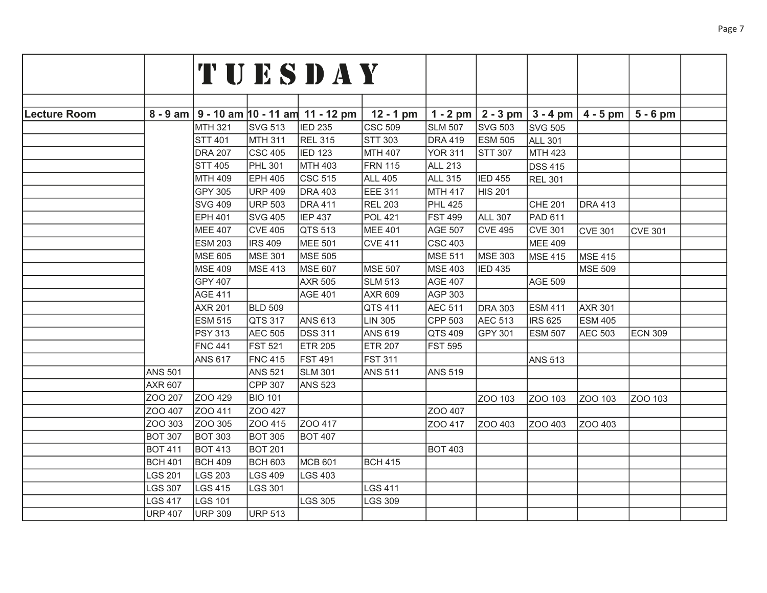# TUESDAY

| Lecture Room | 8 - 9 am | 9 - 10 am | 10 - 11 am | 11 - 12 pm | 12 - 1 pm | 1 - 2 pm | 2 - 3 pm | 3 - 4 pm | 4 - 5 pm | 5 - 6 pm | |
|---|---|---|---|---|---|---|---|---|---|---|---|
| | | MTH 321 | SVG 513 | IED 235 | CSC 509 | SLM 507 | SVG 503 | SVG 505 | | | |
| | | STT 401 | MTH 311 | REL 315 | STT 303 | DRA 419 | ESM 505 | ALL 301 | | | |
| | | DRA 207 | CSC 405 | IED 123 | MTH 407 | YOR 311 | STT 307 | MTH 423 | | | |
| | | STT 405 | PHL 301 | MTH 403 | FRN 115 | ALL 213 | | DSS 415 | | | |
| | | MTH 409 | EPH 405 | CSC 515 | ALL 405 | ALL 315 | IED 455 | REL 301 | | | |
| | | GPY 305 | URP 409 | DRA 403 | EEE 311 | MTH 417 | HIS 201 | | | | |
| | | SVG 409 | URP 503 | DRA 411 | REL 203 | PHL 425 | | CHE 201 | DRA 413 | | |
| | | EPH 401 | SVG 405 | IEP 437 | POL 421 | FST 499 | ALL 307 | PAD 611 | | | |
| | | MEE 407 | CVE 405 | QTS 513 | MEE 401 | AGE 507 | CVE 495 | CVE 301 | CVE 301 | CVE 301 | |
| | | ESM 203 | IRS 409 | MEE 501 | CVE 411 | CSC 403 | | MEE 409 | | | |
| | | MSE 605 | MSE 301 | MSE 505 | | MSE 511 | MSE 303 | MSE 415 | MSE 415 | | |
| | | MSE 409 | MSE 413 | MSE 607 | MSE 507 | MSE 403 | IED 435 | | MSE 509 | | |
| | | GPY 407 | | AXR 505 | SLM 513 | AGE 407 | | AGE 509 | | | |
| | | AGE 411 | | AGE 401 | AXR 609 | AGP 303 | | | | | |
| | | AXR 201 | BLD 509 | | QTS 411 | AEC 511 | DRA 303 | ESM 411 | AXR 301 | | |
| | | ESM 515 | QTS 317 | ANS 613 | LIN 305 | CPP 503 | AEC 513 | IRS 625 | ESM 405 | | |
| | | PSY 313 | AEC 505 | DSS 311 | ANS 619 | QTS 409 | GPY 301 | ESM 507 | AEC 503 | ECN 309 | |
| | | FNC 441 | FST 521 | ETR 205 | ETR 207 | FST 595 | | | | | |
| | | ANS 617 | FNC 415 | FST 491 | FST 311 | | | ANS 513 | | | |
| | ANS 501 | | ANS 521 | SLM 301 | ANS 511 | ANS 519 | | | | | |
| | AXR 607 | | CPP 307 | ANS 523 | | | | | | | |
| | ZOO 207 | ZOO 429 | BIO 101 | | | | ZOO 103 | ZOO 103 | ZOO 103 | ZOO 103 | |
| | ZOO 407 | ZOO 411 | ZOO 427 | | | ZOO 407 | | | | | |
| | ZOO 303 | ZOO 305 | ZOO 415 | ZOO 417 | | ZOO 417 | ZOO 403 | ZOO 403 | ZOO 403 | | |
| | BOT 307 | BOT 303 | BOT 305 | BOT 407 | | | | | | | |
| | BOT 411 | BOT 413 | BOT 201 | | | BOT 403 | | | | | |
| | BCH 401 | BCH 409 | BCH 603 | MCB 601 | BCH 415 | | | | | | |
| | LGS 201 | LGS 203 | LGS 409 | LGS 403 | | | | | | | |
| | LGS 307 | LGS 415 | LGS 301 | | LGS 411 | | | | | | |
| | LGS 417 | LGS 101 | | LGS 305 | LGS 309 | | | | | | |
| | URP 407 | URP 309 | URP 513 | | | | | | | | |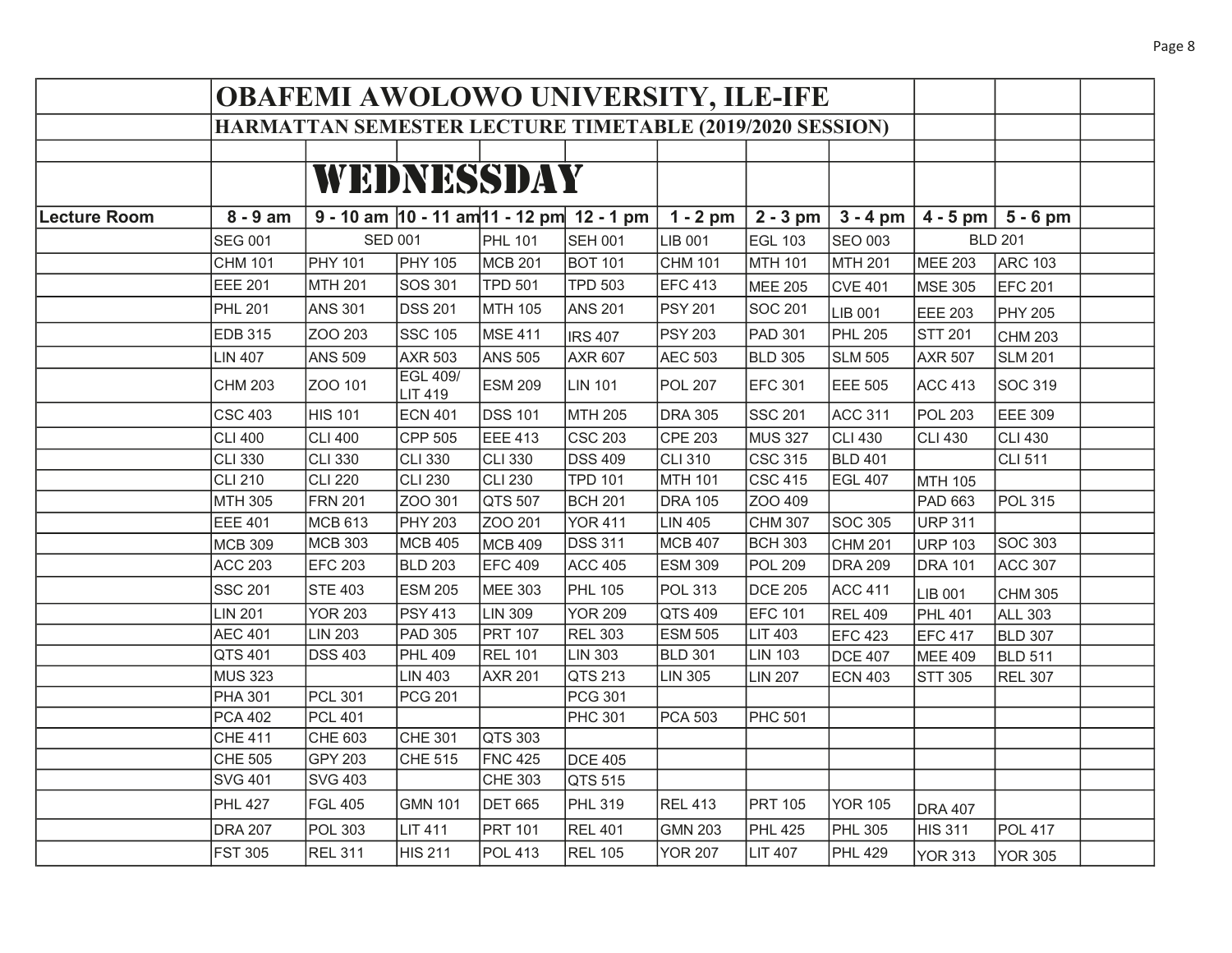# OBAFEMI AWOLOWO UNIVERSITY, ILE-IFE

## HARMATTAN SEMESTER LECTURE TIMETABLE (2019/2020 SESSION)

## WEDNESSDAY

| Lecture Room | 8 - 9 am | 9 - 10 am | 10 - 11 am | 11 - 12 pm | 12 - 1 pm | 1 - 2 pm | 2 - 3 pm | 3 - 4 pm | 4 - 5 pm | 5 - 6 pm |
|---|---|---|---|---|---|---|---|---|---|---|
| | SEG 001 | SED 001 | | PHL 101 | SEH 001 | LIB 001 | EGL 103 | SEO 003 | BLD 201 | |
| | CHM 101 | PHY 101 | PHY 105 | MCB 201 | BOT 101 | CHM 101 | MTH 101 | MTH 201 | MEE 203 | ARC 103 |
| | EEE 201 | MTH 201 | SOS 301 | TPD 501 | TPD 503 | EFC 413 | MEE 205 | CVE 401 | MSE 305 | EFC 201 |
| | PHL 201 | ANS 301 | DSS 201 | MTH 105 | ANS 201 | PSY 201 | SOC 201 | LIB 001 | EEE 203 | PHY 205 |
| | EDB 315 | ZOO 203 | SSC 105 | MSE 411 | IRS 407 | PSY 203 | PAD 301 | PHL 205 | STT 201 | CHM 203 |
| | LIN 407 | ANS 509 | AXR 503 | ANS 505 | AXR 607 | AEC 503 | BLD 305 | SLM 505 | AXR 507 | SLM 201 |
| | CHM 203 | ZOO 101 | EGL 409/ LIT 419 | ESM 209 | LIN 101 | POL 207 | EFC 301 | EEE 505 | ACC 413 | SOC 319 |
| | CSC 403 | HIS 101 | ECN 401 | DSS 101 | MTH 205 | DRA 305 | SSC 201 | ACC 311 | POL 203 | EEE 309 |
| | CLI 400 | CLI 400 | CPP 505 | EEE 413 | CSC 203 | CPE 203 | MUS 327 | CLI 430 | CLI 430 | CLI 430 |
| | CLI 330 | CLI 330 | CLI 330 | CLI 330 | DSS 409 | CLI 310 | CSC 315 | BLD 401 | | CLI 511 |
| | CLI 210 | CLI 220 | CLI 230 | CLI 230 | TPD 101 | MTH 101 | CSC 415 | EGL 407 | MTH 105 | |
| | MTH 305 | FRN 201 | ZOO 301 | QTS 507 | BCH 201 | DRA 105 | ZOO 409 | | PAD 663 | POL 315 |
| | EEE 401 | MCB 613 | PHY 203 | ZOO 201 | YOR 411 | LIN 405 | CHM 307 | SOC 305 | URP 311 | |
| | MCB 309 | MCB 303 | MCB 405 | MCB 409 | DSS 311 | MCB 407 | BCH 303 | CHM 201 | URP 103 | SOC 303 |
| | ACC 203 | EFC 203 | BLD 203 | EFC 409 | ACC 405 | ESM 309 | POL 209 | DRA 209 | DRA 101 | ACC 307 |
| | SSC 201 | STE 403 | ESM 205 | MEE 303 | PHL 105 | POL 313 | DCE 205 | ACC 411 | LIB 001 | CHM 305 |
| | LIN 201 | YOR 203 | PSY 413 | LIN 309 | YOR 209 | QTS 409 | EFC 101 | REL 409 | PHL 401 | ALL 303 |
| | AEC 401 | LIN 203 | PAD 305 | PRT 107 | REL 303 | ESM 505 | LIT 403 | EFC 423 | EFC 417 | BLD 307 |
| | QTS 401 | DSS 403 | PHL 409 | REL 101 | LIN 303 | BLD 301 | LIN 103 | DCE 407 | MEE 409 | BLD 511 |
| | MUS 323 | | LIN 403 | AXR 201 | QTS 213 | LIN 305 | LIN 207 | ECN 403 | STT 305 | REL 307 |
| | PHA 301 | PCL 301 | PCG 201 | | PCG 301 | | | | | |
| | PCA 402 | PCL 401 | | | PHC 301 | PCA 503 | PHC 501 | | | |
| | CHE 411 | CHE 603 | CHE 301 | QTS 303 | | | | | | |
| | CHE 505 | GPY 203 | CHE 515 | FNC 425 | DCE 405 | | | | | |
| | SVG 401 | SVG 403 | | CHE 303 | QTS 515 | | | | | |
| | PHL 427 | FGL 405 | GMN 101 | DET 665 | PHL 319 | REL 413 | PRT 105 | YOR 105 | DRA 407 | |
| | DRA 207 | POL 303 | LIT 411 | PRT 101 | REL 401 | GMN 203 | PHL 425 | PHL 305 | HIS 311 | POL 417 |
| | FST 305 | REL 311 | HIS 211 | POL 413 | REL 105 | YOR 207 | LIT 407 | PHL 429 | YOR 313 | YOR 305 |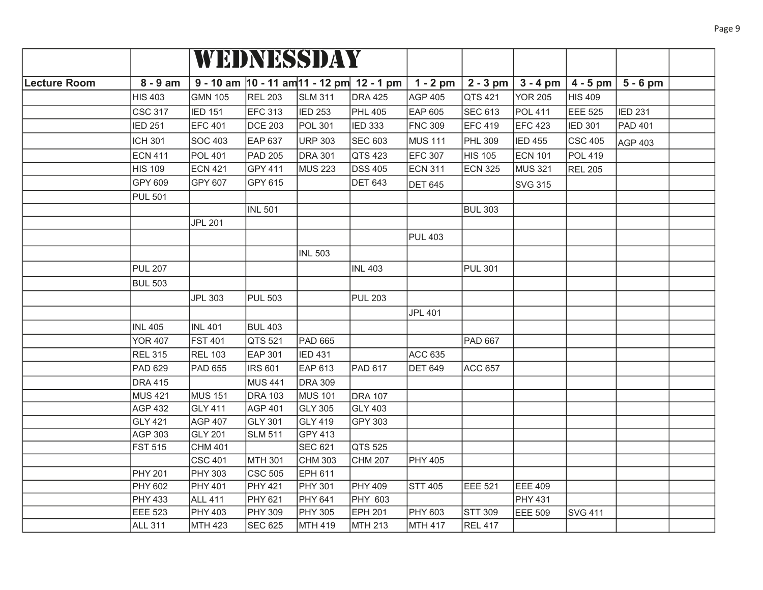| | | WEDNESSDAY | | | | | | | | | |
|---|---|---|---|---|---|---|---|---|---|---|---|
| Lecture Room | 8 - 9 am | 9 - 10 am | 10 - 11 am | 11 - 12 pm | 12 - 1 pm | 1 - 2 pm | 2 - 3 pm | 3 - 4 pm | 4 - 5 pm | 5 - 6 pm | |
| | HIS 403 | GMN 105 | REL 203 | SLM 311 | DRA 425 | AGP 405 | QTS 421 | YOR 205 | HIS 409 | | |
| | CSC 317 | IED 151 | EFC 313 | IED 253 | PHL 405 | EAP 605 | SEC 613 | POL 411 | EEE 525 | IED 231 | |
| | IED 251 | EFC 401 | DCE 203 | POL 301 | IED 333 | FNC 309 | EFC 419 | EFC 423 | IED 301 | PAD 401 | |
| | ICH 301 | SOC 403 | EAP 637 | URP 303 | SEC 603 | MUS 111 | PHL 309 | IED 455 | CSC 405 | AGP 403 | |
| | ECN 411 | POL 401 | PAD 205 | DRA 301 | QTS 423 | EFC 307 | HIS 105 | ECN 101 | POL 419 | | |
| | HIS 109 | ECN 421 | GPY 411 | MUS 223 | DSS 405 | ECN 311 | ECN 325 | MUS 321 | REL 205 | | |
| | GPY 609 | GPY 607 | GPY 615 | | DET 643 | DET 645 | | SVG 315 | | | |
| | PUL 501 | | | | | | | | | | |
| | | | INL 501 | | | | BUL 303 | | | | |
| | | JPL 201 | | | | | | | | | |
| | | | | | | PUL 403 | | | | | |
| | | | | INL 503 | | | | | | | |
| | PUL 207 | | | | INL 403 | | PUL 301 | | | | |
| | BUL 503 | | | | | | | | | | |
| | | JPL 303 | PUL 503 | | PUL 203 | | | | | | |
| | | | | | | JPL 401 | | | | | |
| | INL 405 | INL 401 | BUL 403 | | | | | | | | |
| | YOR 407 | FST 401 | QTS 521 | PAD 665 | | | PAD 667 | | | | |
| | REL 315 | REL 103 | EAP 301 | IED 431 | | ACC 635 | | | | | |
| | PAD 629 | PAD 655 | IRS 601 | EAP 613 | PAD 617 | DET 649 | ACC 657 | | | | |
| | DRA 415 | | MUS 441 | DRA 309 | | | | | | | |
| | MUS 421 | MUS 151 | DRA 103 | MUS 101 | DRA 107 | | | | | | |
| | AGP 432 | GLY 411 | AGP 401 | GLY 305 | GLY 403 | | | | | | |
| | GLY 421 | AGP 407 | GLY 301 | GLY 419 | GPY 303 | | | | | | |
| | AGP 303 | GLY 201 | SLM 511 | GPY 413 | | | | | | | |
| | FST 515 | CHM 401 | | SEC 621 | QTS 525 | | | | | | |
| | | CSC 401 | MTH 301 | CHM 303 | CHM 207 | PHY 405 | | | | | |
| | PHY 201 | PHY 303 | CSC 505 | EPH 611 | | | | | | | |
| | PHY 602 | PHY 401 | PHY 421 | PHY 301 | PHY 409 | STT 405 | EEE 521 | EEE 409 | | | |
| | PHY 433 | ALL 411 | PHY 621 | PHY 641 | PHY 603 | | | PHY 431 | | | |
| | EEE 523 | PHY 403 | PHY 309 | PHY 305 | EPH 201 | PHY 603 | STT 309 | EEE 509 | SVG 411 | | |
| | ALL 311 | MTH 423 | SEC 625 | MTH 419 | MTH 213 | MTH 417 | REL 417 | | | | |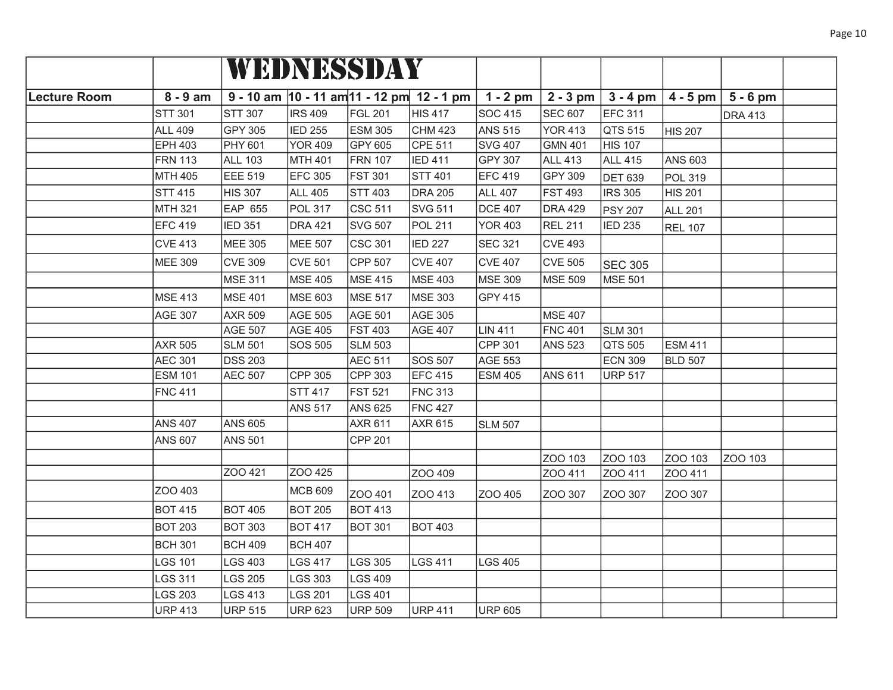| | | WEDNESSDAY | | | | | | | | | |
|---|---|---|---|---|---|---|---|---|---|---|---|
| Lecture Room | 8 - 9 am | 9 - 10 am | 10 - 11 am | 11 - 12 pm | 12 - 1 pm | 1 - 2 pm | 2 - 3 pm | 3 - 4 pm | 4 - 5 pm | 5 - 6 pm | |
| | STT 301 | STT 307 | IRS 409 | FGL 201 | HIS 417 | SOC 415 | SEC 607 | EFC 311 | | DRA 413 | |
| | ALL 409 | GPY 305 | IED 255 | ESM 305 | CHM 423 | ANS 515 | YOR 413 | QTS 515 | HIS 207 | | |
| | EPH 403 | PHY 601 | YOR 409 | GPY 605 | CPE 511 | SVG 407 | GMN 401 | HIS 107 | | | |
| | FRN 113 | ALL 103 | MTH 401 | FRN 107 | IED 411 | GPY 307 | ALL 413 | ALL 415 | ANS 603 | | |
| | MTH 405 | EEE 519 | EFC 305 | FST 301 | STT 401 | EFC 419 | GPY 309 | DET 639 | POL 319 | | |
| | STT 415 | HIS 307 | ALL 405 | STT 403 | DRA 205 | ALL 407 | FST 493 | IRS 305 | HIS 201 | | |
| | MTH 321 | EAP 655 | POL 317 | CSC 511 | SVG 511 | DCE 407 | DRA 429 | PSY 207 | ALL 201 | | |
| | EFC 419 | IED 351 | DRA 421 | SVG 507 | POL 211 | YOR 403 | REL 211 | IED 235 | REL 107 | | |
| | CVE 413 | MEE 305 | MEE 507 | CSC 301 | IED 227 | SEC 321 | CVE 493 | | | | |
| | MEE 309 | CVE 309 | CVE 501 | CPP 507 | CVE 407 | CVE 407 | CVE 505 | SEC 305 | | | |
| | | MSE 311 | MSE 405 | MSE 415 | MSE 403 | MSE 309 | MSE 509 | MSE 501 | | | |
| | MSE 413 | MSE 401 | MSE 603 | MSE 517 | MSE 303 | GPY 415 | | | | | |
| | AGE 307 | AXR 509 | AGE 505 | AGE 501 | AGE 305 | | MSE 407 | | | | |
| | | AGE 507 | AGE 405 | FST 403 | AGE 407 | LIN 411 | FNC 401 | SLM 301 | | | |
| | AXR 505 | SLM 501 | SOS 505 | SLM 503 | | CPP 301 | ANS 523 | QTS 505 | ESM 411 | | |
| | AEC 301 | DSS 203 | | AEC 511 | SOS 507 | AGE 553 | | ECN 309 | BLD 507 | | |
| | ESM 101 | AEC 507 | CPP 305 | CPP 303 | EFC 415 | ESM 405 | ANS 611 | URP 517 | | | |
| | FNC 411 | | STT 417 | FST 521 | FNC 313 | | | | | | |
| | | | ANS 517 | ANS 625 | FNC 427 | | | | | | |
| | ANS 407 | ANS 605 | | AXR 611 | AXR 615 | SLM 507 | | | | | |
| | ANS 607 | ANS 501 | | CPP 201 | | | | | | | |
| | | | | | | | ZOO 103 | ZOO 103 | ZOO 103 | ZOO 103 | |
| | | ZOO 421 | ZOO 425 | | ZOO 409 | | ZOO 411 | ZOO 411 | ZOO 411 | | |
| | ZOO 403 | | MCB 609 | ZOO 401 | ZOO 413 | ZOO 405 | ZOO 307 | ZOO 307 | ZOO 307 | | |
| | BOT 415 | BOT 405 | BOT 205 | BOT 413 | | | | | | | |
| | BOT 203 | BOT 303 | BOT 417 | BOT 301 | BOT 403 | | | | | | |
| | BCH 301 | BCH 409 | BCH 407 | | | | | | | | |
| | LGS 101 | LGS 403 | LGS 417 | LGS 305 | LGS 411 | LGS 405 | | | | | |
| | LGS 311 | LGS 205 | LGS 303 | LGS 409 | | | | | | | |
| | LGS 203 | LGS 413 | LGS 201 | LGS 401 | | | | | | | |
| | URP 413 | URP 515 | URP 623 | URP 509 | URP 411 | URP 605 | | | | | |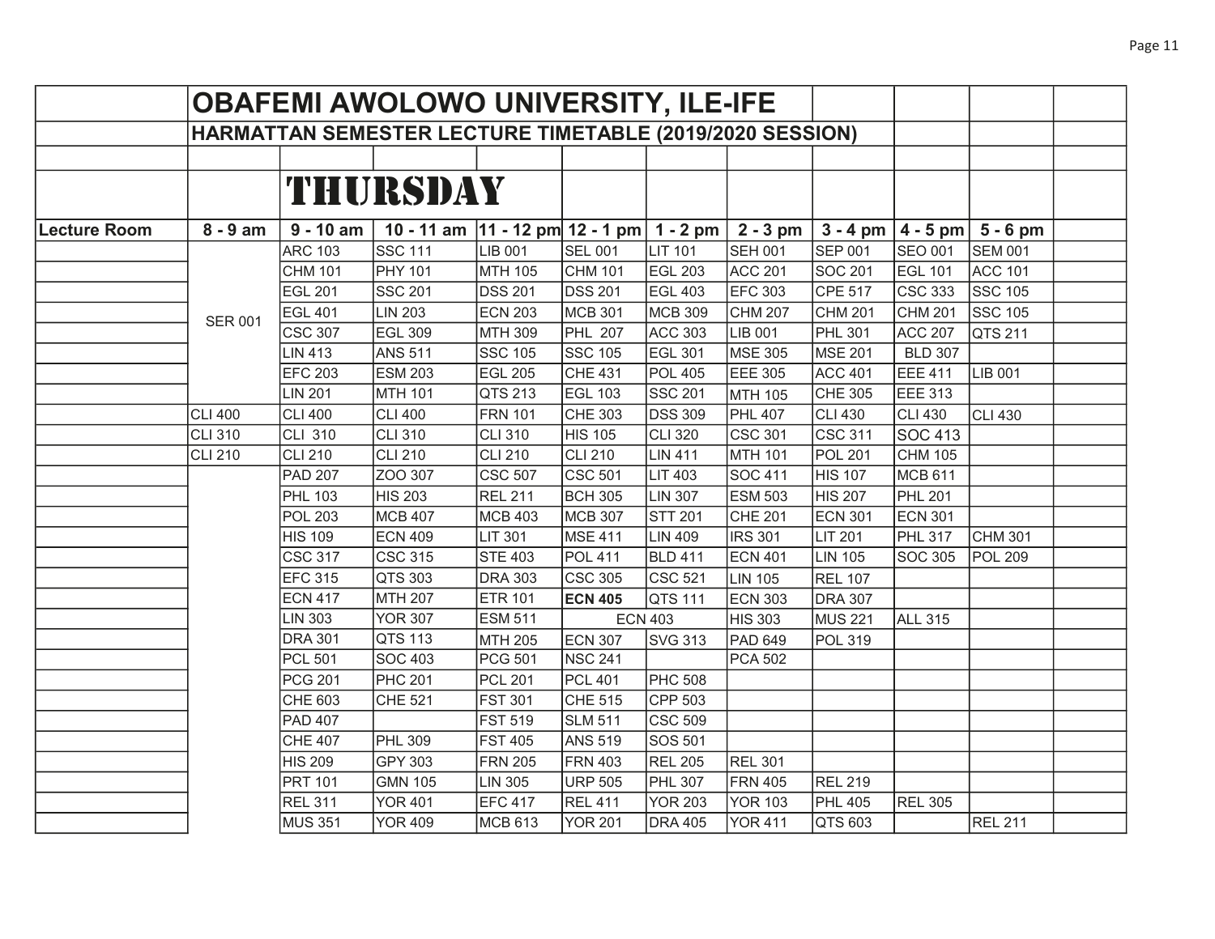# OBAFEMI AWOLOWO UNIVERSITY, ILE-IFE

## HARMATTAN SEMESTER LECTURE TIMETABLE (2019/2020 SESSION)

## THURSDAY

| Lecture Room | 8 - 9 am | 9 - 10 am | 10 - 11 am | 11 - 12 pm | 12 - 1 pm | 1 - 2 pm | 2 - 3 pm | 3 - 4 pm | 4 - 5 pm | 5 - 6 pm |
|---|---|---|---|---|---|---|---|---|---|---|
| | SER 001 | ARC 103 | SSC 111 | LIB 001 | SEL 001 | LIT 101 | SEH 001 | SEP 001 | SEO 001 | SEM 001 |
| | | CHM 101 | PHY 101 | MTH 105 | CHM 101 | EGL 203 | ACC 201 | SOC 201 | EGL 101 | ACC 101 |
| | | EGL 201 | SSC 201 | DSS 201 | DSS 201 | EGL 403 | EFC 303 | CPE 517 | CSC 333 | SSC 105 |
| | | EGL 401 | LIN 203 | ECN 203 | MCB 301 | MCB 309 | CHM 207 | CHM 201 | CHM 201 | SSC 105 |
| | | CSC 307 | EGL 309 | MTH 309 | PHL 207 | ACC 303 | LIB 001 | PHL 301 | ACC 207 | QTS 211 |
| | | LIN 413 | ANS 511 | SSC 105 | SSC 105 | EGL 301 | MSE 305 | MSE 201 | BLD 307 | |
| | | EFC 203 | ESM 203 | EGL 205 | CHE 431 | POL 405 | EEE 305 | ACC 401 | EEE 411 | LIB 001 |
| | | LIN 201 | MTH 101 | QTS 213 | EGL 103 | SSC 201 | MTH 105 | CHE 305 | EEE 313 | |
| | CLI 400 | CLI 400 | CLI 400 | FRN 101 | CHE 303 | DSS 309 | PHL 407 | CLI 430 | CLI 430 | CLI 430 |
| | CLI 310 | CLI 310 | CLI 310 | CLI 310 | HIS 105 | CLI 320 | CSC 301 | CSC 311 | SOC 413 | |
| | CLI 210 | CLI 210 | CLI 210 | CLI 210 | CLI 210 | LIN 411 | MTH 101 | POL 201 | CHM 105 | |
| | | PAD 207 | ZOO 307 | CSC 507 | CSC 501 | LIT 403 | SOC 411 | HIS 107 | MCB 611 | |
| | | PHL 103 | HIS 203 | REL 211 | BCH 305 | LIN 307 | ESM 503 | HIS 207 | PHL 201 | |
| | | POL 203 | MCB 407 | MCB 403 | MCB 307 | STT 201 | CHE 201 | ECN 301 | ECN 301 | |
| | | HIS 109 | ECN 409 | LIT 301 | MSE 411 | LIN 409 | IRS 301 | LIT 201 | PHL 317 | CHM 301 |
| | | CSC 317 | CSC 315 | STE 403 | POL 411 | BLD 411 | ECN 401 | LIN 105 | SOC 305 | POL 209 |
| | | EFC 315 | QTS 303 | DRA 303 | CSC 305 | CSC 521 | LIN 105 | REL 107 | | |
| | | ECN 417 | MTH 207 | ETR 101 | **ECN 405** | QTS 111 | ECN 303 | DRA 307 | | |
| | | LIN 303 | YOR 307 | ESM 511 | ECN 403 | | HIS 303 | MUS 221 | ALL 315 | |
| | | DRA 301 | QTS 113 | MTH 205 | ECN 307 | SVG 313 | PAD 649 | POL 319 | | |
| | | PCL 501 | SOC 403 | PCG 501 | NSC 241 | | PCA 502 | | | |
| | | PCG 201 | PHC 201 | PCL 201 | PCL 401 | PHC 508 | | | | |
| | | CHE 603 | CHE 521 | FST 301 | CHE 515 | CPP 503 | | | | |
| | | PAD 407 | | FST 519 | SLM 511 | CSC 509 | | | | |
| | | CHE 407 | PHL 309 | FST 405 | ANS 519 | SOS 501 | | | | |
| | | HIS 209 | GPY 303 | FRN 205 | FRN 403 | REL 205 | REL 301 | | | |
| | | PRT 101 | GMN 105 | LIN 305 | URP 505 | PHL 307 | FRN 405 | REL 219 | | |
| | | REL 311 | YOR 401 | EFC 417 | REL 411 | YOR 203 | YOR 103 | PHL 405 | REL 305 | |
| | | MUS 351 | YOR 409 | MCB 613 | YOR 201 | DRA 405 | YOR 411 | QTS 603 | | REL 211 |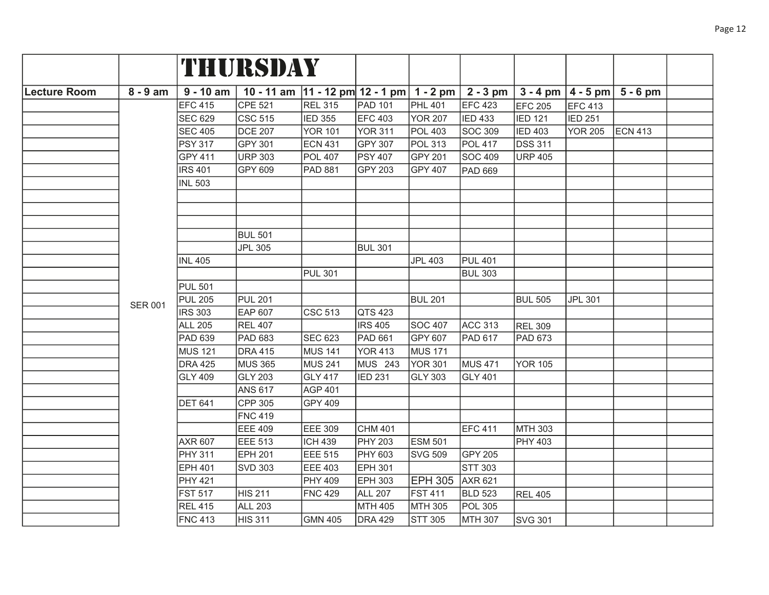| | | THURSDAY | | | | | | | | | |
|---|---|---|---|---|---|---|---|---|---|---|---|
| Lecture Room | 8 - 9 am | 9 - 10 am | 10 - 11 am | 11 - 12 pm | 12 - 1 pm | 1 - 2 pm | 2 - 3 pm | 3 - 4 pm | 4 - 5 pm | 5 - 6 pm | |
| | | EFC 415 | CPE 521 | REL 315 | PAD 101 | PHL 401 | EFC 423 | EFC 205 | EFC 413 | | |
| | | SEC 629 | CSC 515 | IED 355 | EFC 403 | YOR 207 | IED 433 | IED 121 | IED 251 | | |
| | | SEC 405 | DCE 207 | YOR 101 | YOR 311 | POL 403 | SOC 309 | IED 403 | YOR 205 | ECN 413 | |
| | | PSY 317 | GPY 301 | ECN 431 | GPY 307 | POL 313 | POL 417 | DSS 311 | | | |
| | | GPY 411 | URP 303 | POL 407 | PSY 407 | GPY 201 | SOC 409 | URP 405 | | | |
| | | IRS 401 | GPY 609 | PAD 881 | GPY 203 | GPY 407 | PAD 669 | | | | |
| | | INL 503 | | | | | | | | | |
| | | | | | | | | | | | |
| | | | | | | | | | | | |
| | | | | | | | | | | | |
| | | | BUL 501 | | | | | | | | |
| | | | JPL 305 | | BUL 301 | | | | | | |
| | | INL 405 | | | | JPL 403 | PUL 401 | | | | |
| | | | | PUL 301 | | | BUL 303 | | | | |
| | | PUL 501 | | | | | | | | | |
| | SER 001 | PUL 205 | PUL 201 | | | BUL 201 | | BUL 505 | JPL 301 | | |
| | | IRS 303 | EAP 607 | CSC 513 | QTS 423 | | | | | | |
| | | ALL 205 | REL 407 | | IRS 405 | SOC 407 | ACC 313 | REL 309 | | | |
| | | PAD 639 | PAD 683 | SEC 623 | PAD 661 | GPY 607 | PAD 617 | PAD 673 | | | |
| | | MUS 121 | DRA 415 | MUS 141 | YOR 413 | MUS 171 | | | | | |
| | | DRA 425 | MUS 365 | MUS 241 | MUS 243 | YOR 301 | MUS 471 | YOR 105 | | | |
| | | GLY 409 | GLY 203 | GLY 417 | IED 231 | GLY 303 | GLY 401 | | | | |
| | | | ANS 617 | AGP 401 | | | | | | | |
| | | DET 641 | CPP 305 | GPY 409 | | | | | | | |
| | | | FNC 419 | | | | | | | | |
| | | | EEE 409 | EEE 309 | CHM 401 | | EFC 411 | MTH 303 | | | |
| | | AXR 607 | EEE 513 | ICH 439 | PHY 203 | ESM 501 | | PHY 403 | | | |
| | | PHY 311 | EPH 201 | EEE 515 | PHY 603 | SVG 509 | GPY 205 | | | | |
| | | EPH 401 | SVD 303 | EEE 403 | EPH 301 | | STT 303 | | | | |
| | | PHY 421 | | PHY 409 | EPH 303 | EPH 305 | AXR 621 | | | | |
| | | FST 517 | HIS 211 | FNC 429 | ALL 207 | FST 411 | BLD 523 | REL 405 | | | |
| | | REL 415 | ALL 203 | | MTH 405 | MTH 305 | POL 305 | | | | |
| | | FNC 413 | HIS 311 | GMN 405 | DRA 429 | STT 305 | MTH 307 | SVG 301 | | | |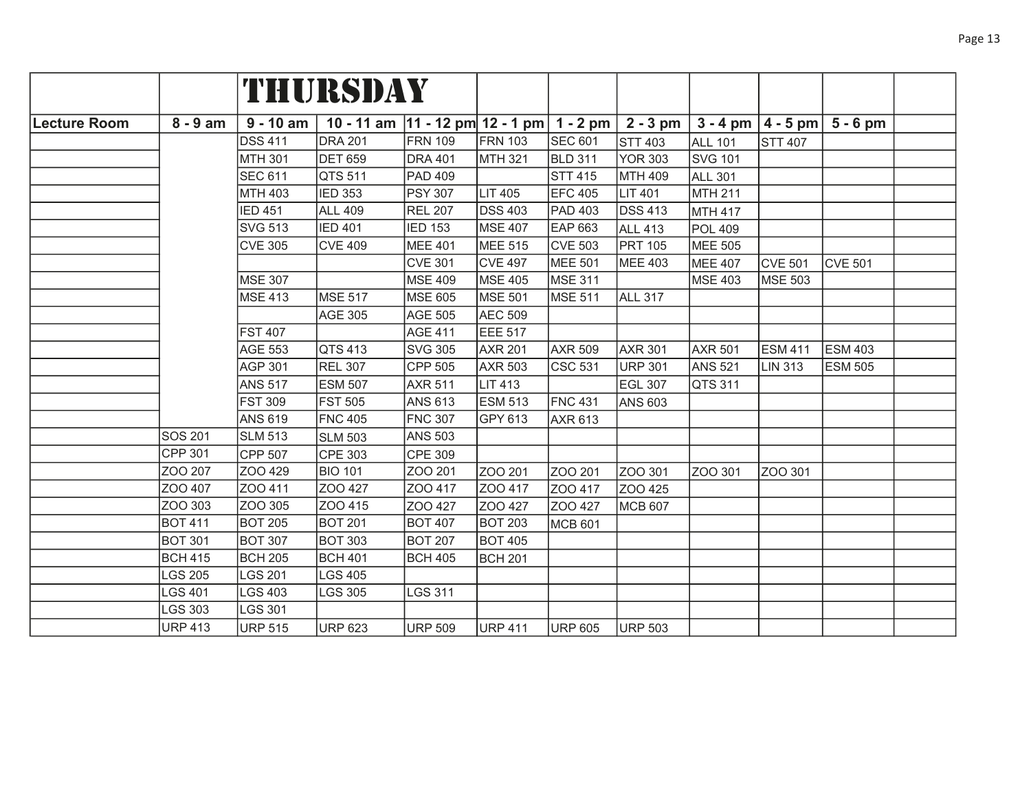# THURSDAY

| Lecture Room | 8 - 9 am | 9 - 10 am | 10 - 11 am | 11 - 12 pm | 12 - 1 pm | 1 - 2 pm | 2 - 3 pm | 3 - 4 pm | 4 - 5 pm | 5 - 6 pm | |
|---|---|---|---|---|---|---|---|---|---|---|---|
| | | DSS 411 | DRA 201 | FRN 109 | FRN 103 | SEC 601 | STT 403 | ALL 101 | STT 407 | | |
| | | MTH 301 | DET 659 | DRA 401 | MTH 321 | BLD 311 | YOR 303 | SVG 101 | | | |
| | | SEC 611 | QTS 511 | PAD 409 | | STT 415 | MTH 409 | ALL 301 | | | |
| | | MTH 403 | IED 353 | PSY 307 | LIT 405 | EFC 405 | LIT 401 | MTH 211 | | | |
| | | IED 451 | ALL 409 | REL 207 | DSS 403 | PAD 403 | DSS 413 | MTH 417 | | | |
| | | SVG 513 | IED 401 | IED 153 | MSE 407 | EAP 663 | ALL 413 | POL 409 | | | |
| | | CVE 305 | CVE 409 | MEE 401 | MEE 515 | CVE 503 | PRT 105 | MEE 505 | | | |
| | | | | CVE 301 | CVE 497 | MEE 501 | MEE 403 | MEE 407 | CVE 501 | CVE 501 | |
| | | MSE 307 | | MSE 409 | MSE 405 | MSE 311 | | MSE 403 | MSE 503 | | |
| | | MSE 413 | MSE 517 | MSE 605 | MSE 501 | MSE 511 | ALL 317 | | | | |
| | | | AGE 305 | AGE 505 | AEC 509 | | | | | | |
| | | FST 407 | | AGE 411 | EEE 517 | | | | | | |
| | | AGE 553 | QTS 413 | SVG 305 | AXR 201 | AXR 509 | AXR 301 | AXR 501 | ESM 411 | ESM 403 | |
| | | AGP 301 | REL 307 | CPP 505 | AXR 503 | CSC 531 | URP 301 | ANS 521 | LIN 313 | ESM 505 | |
| | | ANS 517 | ESM 507 | AXR 511 | LIT 413 | | EGL 307 | QTS 311 | | | |
| | | FST 309 | FST 505 | ANS 613 | ESM 513 | FNC 431 | ANS 603 | | | | |
| | | ANS 619 | FNC 405 | FNC 307 | GPY 613 | AXR 613 | | | | | |
| | SOS 201 | SLM 513 | SLM 503 | ANS 503 | | | | | | | |
| | CPP 301 | CPP 507 | CPE 303 | CPE 309 | | | | | | | |
| | ZOO 207 | ZOO 429 | BIO 101 | ZOO 201 | ZOO 201 | ZOO 201 | ZOO 301 | ZOO 301 | ZOO 301 | | |
| | ZOO 407 | ZOO 411 | ZOO 427 | ZOO 417 | ZOO 417 | ZOO 417 | ZOO 425 | | | | |
| | ZOO 303 | ZOO 305 | ZOO 415 | ZOO 427 | ZOO 427 | ZOO 427 | MCB 607 | | | | |
| | BOT 411 | BOT 205 | BOT 201 | BOT 407 | BOT 203 | MCB 601 | | | | | |
| | BOT 301 | BOT 307 | BOT 303 | BOT 207 | BOT 405 | | | | | | |
| | BCH 415 | BCH 205 | BCH 401 | BCH 405 | BCH 201 | | | | | | |
| | LGS 205 | LGS 201 | LGS 405 | | | | | | | | |
| | LGS 401 | LGS 403 | LGS 305 | LGS 311 | | | | | | | |
| | LGS 303 | LGS 301 | | | | | | | | | |
| | URP 413 | URP 515 | URP 623 | URP 509 | URP 411 | URP 605 | URP 503 | | | | |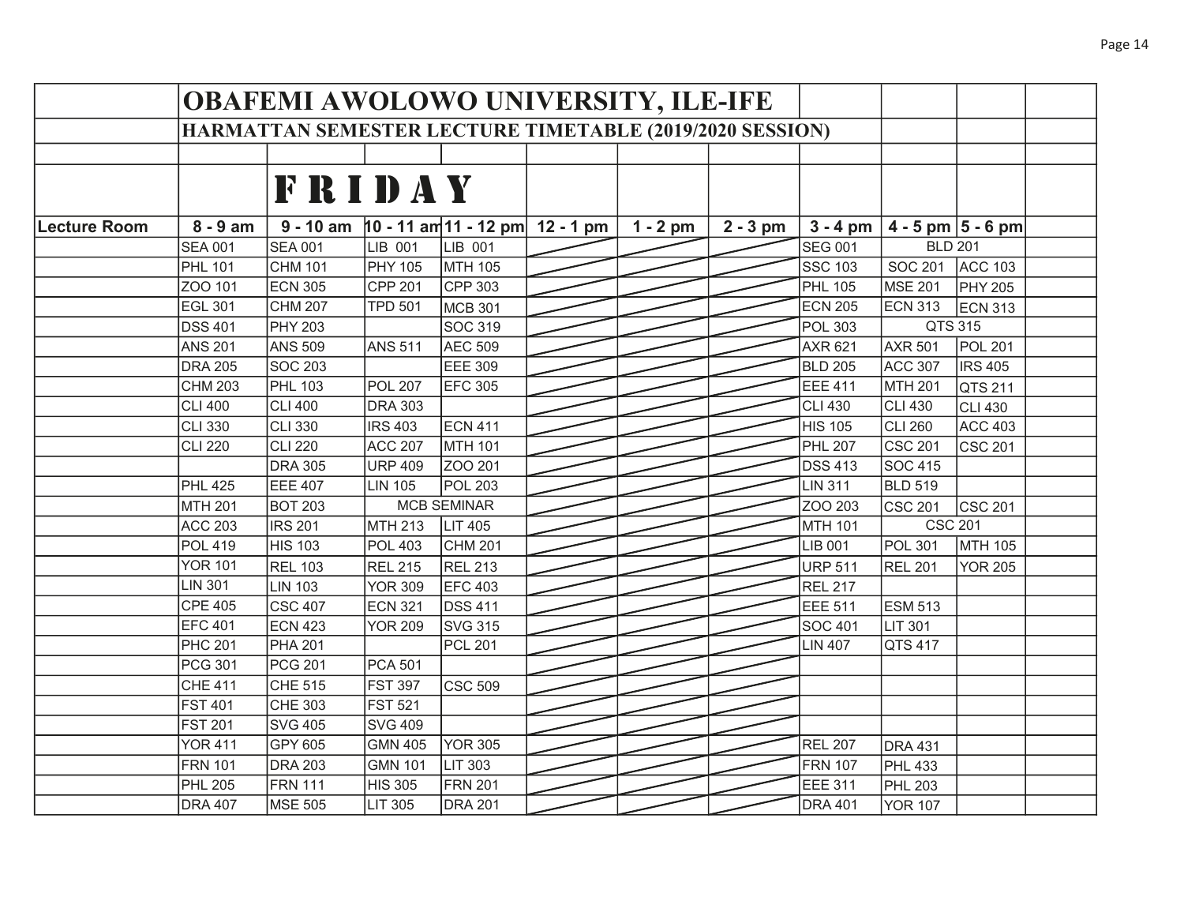# OBAFEMI AWOLOWO UNIVERSITY, ILE-IFE

## HARMATTAN SEMESTER LECTURE TIMETABLE (2019/2020 SESSION)

## FRIDAY

| Lecture Room | 8 - 9 am | 9 - 10 am | 10 - 11 am | 11 - 12 pm | 12 - 1 pm | 1 - 2 pm | 2 - 3 pm | 3 - 4 pm | 4 - 5 pm | 5 - 6 pm |
|---|---|---|---|---|---|---|---|---|---|---|
| | SEA 001 | SEA 001 | LIB 001 | LIB 001 | | | | SEG 001 | BLD 201 | |
| | PHL 101 | CHM 101 | PHY 105 | MTH 105 | | | | SSC 103 | SOC 201 | ACC 103 |
| | ZOO 101 | ECN 305 | CPP 201 | CPP 303 | | | | PHL 105 | MSE 201 | PHY 205 |
| | EGL 301 | CHM 207 | TPD 501 | MCB 301 | | | | ECN 205 | ECN 313 | ECN 313 |
| | DSS 401 | PHY 203 | | SOC 319 | | | | POL 303 | QTS 315 | |
| | ANS 201 | ANS 509 | ANS 511 | AEC 509 | | | | AXR 621 | AXR 501 | POL 201 |
| | DRA 205 | SOC 203 | | EEE 309 | | | | BLD 205 | ACC 307 | IRS 405 |
| | CHM 203 | PHL 103 | POL 207 | EFC 305 | | | | EEE 411 | MTH 201 | QTS 211 |
| | CLI 400 | CLI 400 | DRA 303 | | | | | CLI 430 | CLI 430 | CLI 430 |
| | CLI 330 | CLI 330 | IRS 403 | ECN 411 | | | | HIS 105 | CLI 260 | ACC 403 |
| | CLI 220 | CLI 220 | ACC 207 | MTH 101 | | | | PHL 207 | CSC 201 | CSC 201 |
| | | DRA 305 | URP 409 | ZOO 201 | | | | DSS 413 | SOC 415 | |
| | PHL 425 | EEE 407 | LIN 105 | POL 203 | | | | LIN 311 | BLD 519 | |
| | MTH 201 | BOT 203 | MCB SEMINAR | | | | | ZOO 203 | CSC 201 | CSC 201 |
| | ACC 203 | IRS 201 | MTH 213 | LIT 405 | | | | MTH 101 | CSC 201 | |
| | POL 419 | HIS 103 | POL 403 | CHM 201 | | | | LIB 001 | POL 301 | MTH 105 |
| | YOR 101 | REL 103 | REL 215 | REL 213 | | | | URP 511 | REL 201 | YOR 205 |
| | LIN 301 | LIN 103 | YOR 309 | EFC 403 | | | | REL 217 | | |
| | CPE 405 | CSC 407 | ECN 321 | DSS 411 | | | | EEE 511 | ESM 513 | |
| | EFC 401 | ECN 423 | YOR 209 | SVG 315 | | | | SOC 401 | LIT 301 | |
| | PHC 201 | PHA 201 | | PCL 201 | | | | LIN 407 | QTS 417 | |
| | PCG 301 | PCG 201 | PCA 501 | | | | | | | |
| | CHE 411 | CHE 515 | FST 397 | CSC 509 | | | | | | |
| | FST 401 | CHE 303 | FST 521 | | | | | | | |
| | FST 201 | SVG 405 | SVG 409 | | | | | | | |
| | YOR 411 | GPY 605 | GMN 405 | YOR 305 | | | | REL 207 | DRA 431 | |
| | FRN 101 | DRA 203 | GMN 101 | LIT 303 | | | | FRN 107 | PHL 433 | |
| | PHL 205 | FRN 111 | HIS 305 | FRN 201 | | | | EEE 311 | PHL 203 | |
| | DRA 407 | MSE 505 | LIT 305 | DRA 201 | | | | DRA 401 | YOR 107 | |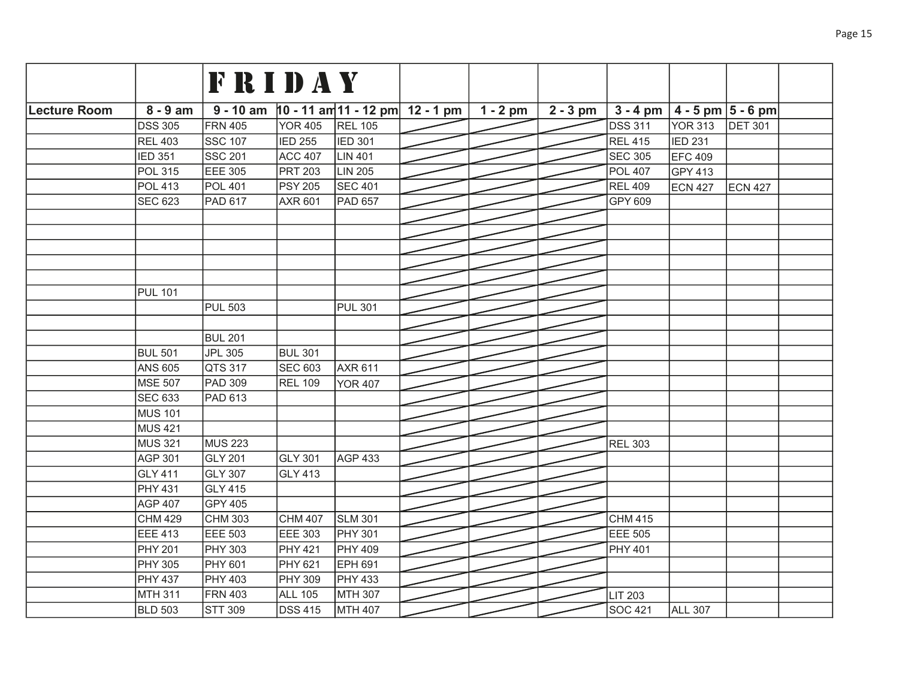| | | FRIDAY | | | | | | | | | |
|---|---|---|---|---|---|---|---|---|---|---|---|
| Lecture Room | 8 - 9 am | 9 - 10 am | 10 - 11 am | 11 - 12 pm | 12 - 1 pm | 1 - 2 pm | 2 - 3 pm | 3 - 4 pm | 4 - 5 pm | 5 - 6 pm | |
| | DSS 305 | FRN 405 | YOR 405 | REL 105 | | | | DSS 311 | YOR 313 | DET 301 | |
| | REL 403 | SSC 107 | IED 255 | IED 301 | | | | REL 415 | IED 231 | | |
| | IED 351 | SSC 201 | ACC 407 | LIN 401 | | | | SEC 305 | EFC 409 | | |
| | POL 315 | EEE 305 | PRT 203 | LIN 205 | | | | POL 407 | GPY 413 | | |
| | POL 413 | POL 401 | PSY 205 | SEC 401 | | | | REL 409 | ECN 427 | ECN 427 | |
| | SEC 623 | PAD 617 | AXR 601 | PAD 657 | | | | GPY 609 | | | |
| | | | | | | | | | | | |
| | | | | | | | | | | | |
| | | | | | | | | | | | |
| | | | | | | | | | | | |
| | | | | | | | | | | | |
| | PUL 101 | | | | | | | | | | |
| | | PUL 503 | | PUL 301 | | | | | | | |
| | | | | | | | | | | | |
| | | BUL 201 | | | | | | | | | |
| | BUL 501 | JPL 305 | BUL 301 | | | | | | | | |
| | ANS 605 | QTS 317 | SEC 603 | AXR 611 | | | | | | | |
| | MSE 507 | PAD 309 | REL 109 | YOR 407 | | | | | | | |
| | SEC 633 | PAD 613 | | | | | | | | | |
| | MUS 101 | | | | | | | | | | |
| | MUS 421 | | | | | | | | | | |
| | MUS 321 | MUS 223 | | | | | | REL 303 | | | |
| | AGP 301 | GLY 201 | GLY 301 | AGP 433 | | | | | | | |
| | GLY 411 | GLY 307 | GLY 413 | | | | | | | | |
| | PHY 431 | GLY 415 | | | | | | | | | |
| | AGP 407 | GPY 405 | | | | | | | | | |
| | CHM 429 | CHM 303 | CHM 407 | SLM 301 | | | | CHM 415 | | | |
| | EEE 413 | EEE 503 | EEE 303 | PHY 301 | | | | EEE 505 | | | |
| | PHY 201 | PHY 303 | PHY 421 | PHY 409 | | | | PHY 401 | | | |
| | PHY 305 | PHY 601 | PHY 621 | EPH 691 | | | | | | | |
| | PHY 437 | PHY 403 | PHY 309 | PHY 433 | | | | | | | |
| | MTH 311 | FRN 403 | ALL 105 | MTH 307 | | | | LIT 203 | | | |
| | BLD 503 | STT 309 | DSS 415 | MTH 407 | | | | SOC 421 | ALL 307 | | |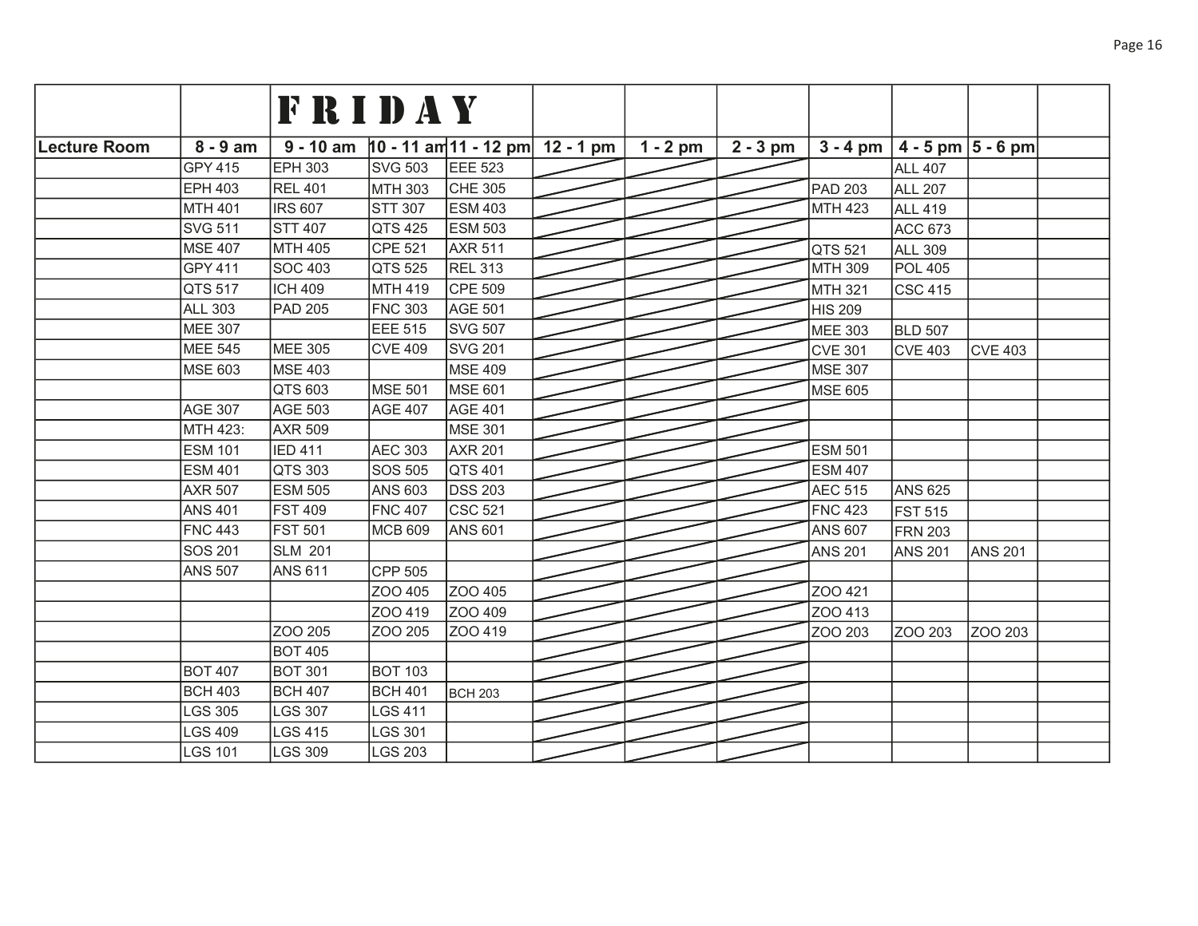| | | FRIDAY | | | | | | | | | |
|---|---|---|---|---|---|---|---|---|---|---|---|
| Lecture Room | 8 - 9 am | 9 - 10 am | 10 - 11 am | 11 - 12 pm | 12 - 1 pm | 1 - 2 pm | 2 - 3 pm | 3 - 4 pm | 4 - 5 pm | 5 - 6 pm | |
| | GPY 415 | EPH 303 | SVG 503 | EEE 523 | | | | | ALL 407 | | |
| | EPH 403 | REL 401 | MTH 303 | CHE 305 | | | | PAD 203 | ALL 207 | | |
| | MTH 401 | IRS 607 | STT 307 | ESM 403 | | | | MTH 423 | ALL 419 | | |
| | SVG 511 | STT 407 | QTS 425 | ESM 503 | | | | | ACC 673 | | |
| | MSE 407 | MTH 405 | CPE 521 | AXR 511 | | | | QTS 521 | ALL 309 | | |
| | GPY 411 | SOC 403 | QTS 525 | REL 313 | | | | MTH 309 | POL 405 | | |
| | QTS 517 | ICH 409 | MTH 419 | CPE 509 | | | | MTH 321 | CSC 415 | | |
| | ALL 303 | PAD 205 | FNC 303 | AGE 501 | | | | HIS 209 | | | |
| | MEE 307 | | EEE 515 | SVG 507 | | | | MEE 303 | BLD 507 | | |
| | MEE 545 | MEE 305 | CVE 409 | SVG 201 | | | | CVE 301 | CVE 403 | CVE 403 | |
| | MSE 603 | MSE 403 | | MSE 409 | | | | MSE 307 | | | |
| | | QTS 603 | MSE 501 | MSE 601 | | | | MSE 605 | | | |
| | AGE 307 | AGE 503 | AGE 407 | AGE 401 | | | | | | | |
| | MTH 423: | AXR 509 | | MSE 301 | | | | | | | |
| | ESM 101 | IED 411 | AEC 303 | AXR 201 | | | | ESM 501 | | | |
| | ESM 401 | QTS 303 | SOS 505 | QTS 401 | | | | ESM 407 | | | |
| | AXR 507 | ESM 505 | ANS 603 | DSS 203 | | | | AEC 515 | ANS 625 | | |
| | ANS 401 | FST 409 | FNC 407 | CSC 521 | | | | FNC 423 | FST 515 | | |
| | FNC 443 | FST 501 | MCB 609 | ANS 601 | | | | ANS 607 | FRN 203 | | |
| | SOS 201 | SLM 201 | | | | | | ANS 201 | ANS 201 | ANS 201 | |
| | ANS 507 | ANS 611 | CPP 505 | | | | | | | | |
| | | | ZOO 405 | ZOO 405 | | | | ZOO 421 | | | |
| | | | ZOO 419 | ZOO 409 | | | | ZOO 413 | | | |
| | | ZOO 205 | ZOO 205 | ZOO 419 | | | | ZOO 203 | ZOO 203 | ZOO 203 | |
| | | BOT 405 | | | | | | | | | |
| | BOT 407 | BOT 301 | BOT 103 | | | | | | | | |
| | BCH 403 | BCH 407 | BCH 401 | BCH 203 | | | | | | | |
| | LGS 305 | LGS 307 | LGS 411 | | | | | | | | |
| | LGS 409 | LGS 415 | LGS 301 | | | | | | | | |
| | LGS 101 | LGS 309 | LGS 203 | | | | | | | | |